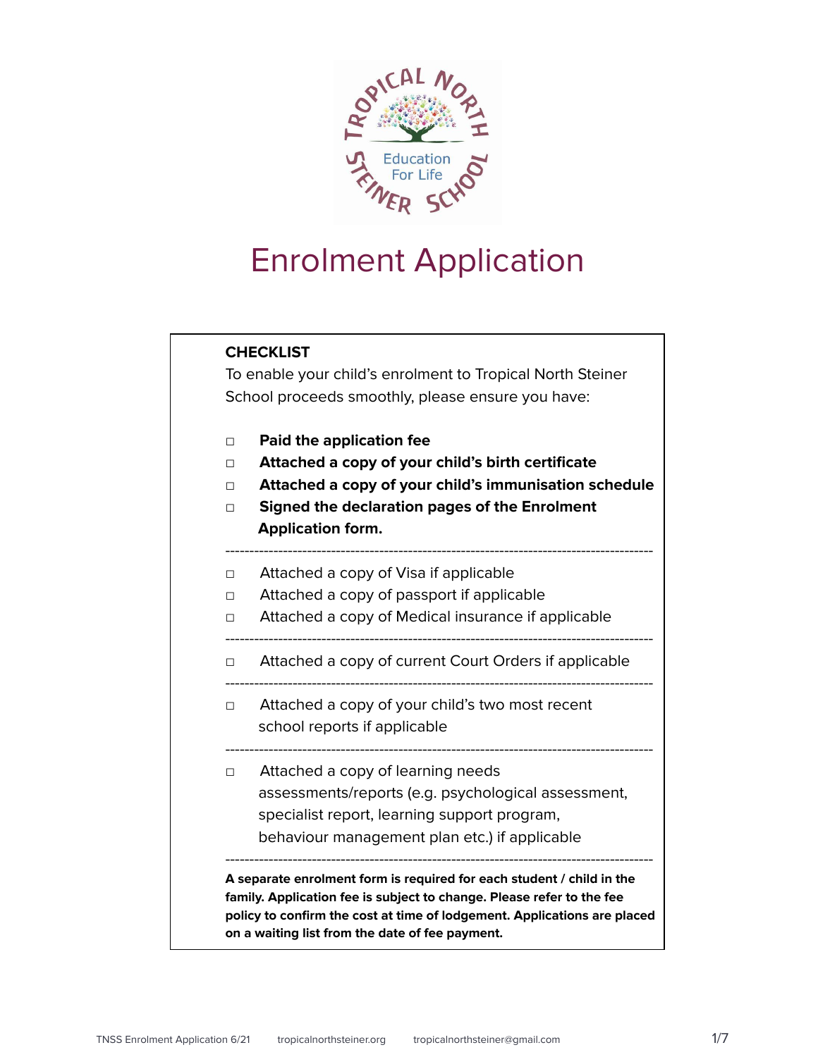# Enrolment Application

**CHECKLIST**

To enable your child's enrolment to Tropical North Steiner School proceeds smoothly, please ensure you have:

- ☐ **Paid the application fee**
- ☐ **Attached a copy of your child's birth certificate**
- ☐ **Attached a copy of your child's immunisation schedule**
- ☐ **Signed the declaration pages of the Enrolment Application form.**

---

- ☐ Attached a copy of Visa if applicable
- ☐ Attached a copy of passport if applicable
- ☐ Attached a copy of Medical insurance if applicable

---

- ☐ Attached a copy of current Court Orders if applicable

---

- ☐ Attached a copy of your child's two most recent school reports if applicable

---

- ☐ Attached a copy of learning needs assessments/reports (e.g. psychological assessment, specialist report, learning support program, behaviour management plan etc.) if applicable

---

**A separate enrolment form is required for each student / child in the family. Application fee is subject to change. Please refer to the fee policy to confirm the cost at time of lodgement. Applications are placed on a waiting list from the date of fee payment.**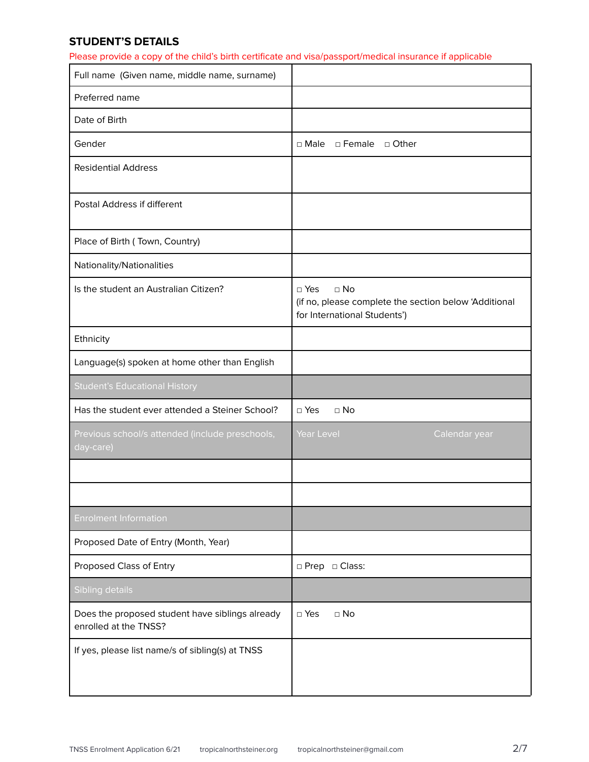## STUDENT'S DETAILS

Please provide a copy of the child's birth certificate and visa/passport/medical insurance if applicable

| | | |
|---|---|---|
| Full name (Given name, middle name, surname) | | |
| Preferred name | | |
| Date of Birth | | |
| Gender | □ Male □ Female □ Other | |
| Residential Address | | |
| Postal Address if different | | |
| Place of Birth ( Town, Country) | | |
| Nationality/Nationalities | | |
| Is the student an Australian Citizen? | □ Yes □ No (if no, please complete the section below 'Additional for International Students') | |
| Ethnicity | | |
| Language(s) spoken at home other than English | | |
| Student's Educational History | | |
| Has the student ever attended a Steiner School? | □ Yes □ No | |
| Previous school/s attended (include preschools, day-care) | Year Level | Calendar year |
| | | |
| | | |
| Enrolment Information | | |
| Proposed Date of Entry (Month, Year) | | |
| Proposed Class of Entry | □ Prep □ Class: | |
| Sibling details | | |
| Does the proposed student have siblings already enrolled at the TNSS? | □ Yes □ No | |
| If yes, please list name/s of sibling(s) at TNSS | | |

TNSS Enrolment Application 6/21 tropicalnorthsteiner.org tropicalnorthsteiner@gmail.com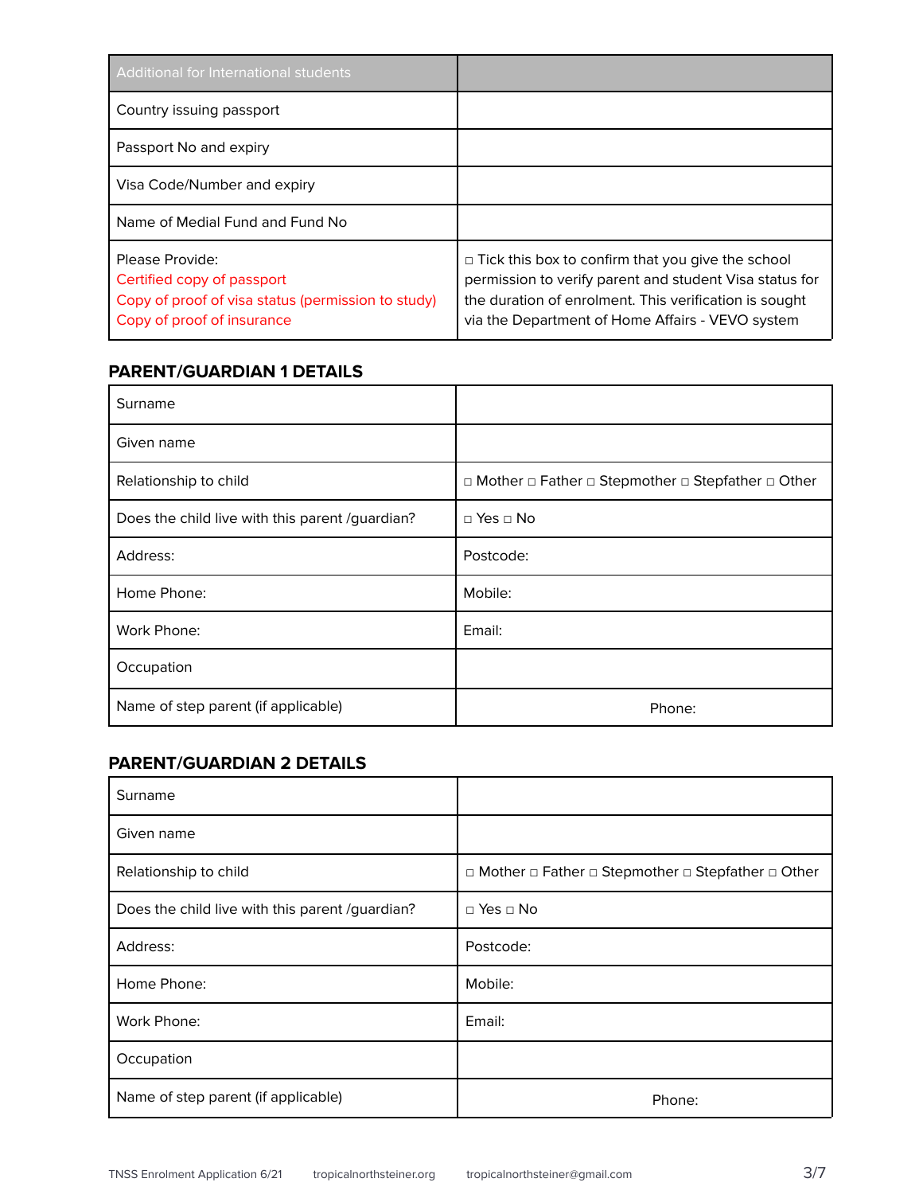| Additional for International students | |
|---|---|
| Country issuing passport | |
| Passport No and expiry | |
| Visa Code/Number and expiry | |
| Name of Medial Fund and Fund No | |
| Please Provide:<br>Certified copy of passport<br>Copy of proof of visa status (permission to study)<br>Copy of proof of insurance | □ Tick this box to confirm that you give the school permission to verify parent and student Visa status for the duration of enrolment. This verification is sought via the Department of Home Affairs - VEVO system |

## PARENT/GUARDIAN 1 DETAILS

| | |
|---|---|
| Surname | |
| Given name | |
| Relationship to child | □ Mother □ Father □ Stepmother □ Stepfather □ Other |
| Does the child live with this parent /guardian? | □ Yes □ No |
| Address: | Postcode: |
| Home Phone: | Mobile: |
| Work Phone: | Email: |
| Occupation | |
| Name of step parent (if applicable) | Phone: |

## PARENT/GUARDIAN 2 DETAILS

| | |
|---|---|
| Surname | |
| Given name | |
| Relationship to child | □ Mother □ Father □ Stepmother □ Stepfather □ Other |
| Does the child live with this parent /guardian? | □ Yes □ No |
| Address: | Postcode: |
| Home Phone: | Mobile: |
| Work Phone: | Email: |
| Occupation | |
| Name of step parent (if applicable) | Phone: |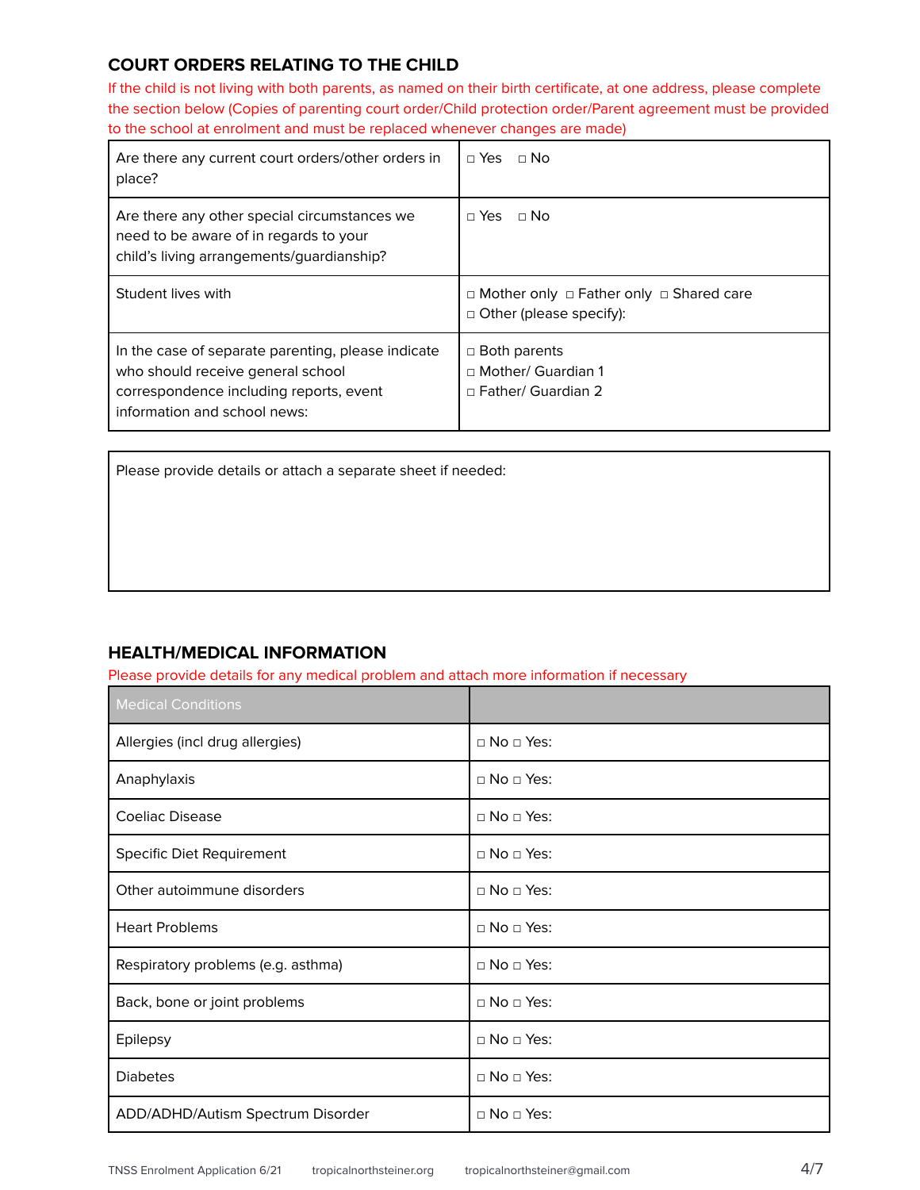## COURT ORDERS RELATING TO THE CHILD

If the child is not living with both parents, as named on their birth certificate, at one address, please complete the section below (Copies of parenting court order/Child protection order/Parent agreement must be provided to the school at enrolment and must be replaced whenever changes are made)

| | |
|---|---|
| Are there any current court orders/other orders in place? | □ Yes □ No |
| Are there any other special circumstances we need to be aware of in regards to your child's living arrangements/guardianship? | □ Yes □ No |
| Student lives with | □ Mother only □ Father only □ Shared care<br>□ Other (please specify): |
| In the case of separate parenting, please indicate who should receive general school correspondence including reports, event information and school news: | □ Both parents<br>□ Mother/ Guardian 1<br>□ Father/ Guardian 2 |

Please provide details or attach a separate sheet if needed:

## HEALTH/MEDICAL INFORMATION

Please provide details for any medical problem and attach more information if necessary

| Medical Conditions | |
|---|---|
| Allergies (incl drug allergies) | □ No □ Yes: |
| Anaphylaxis | □ No □ Yes: |
| Coeliac Disease | □ No □ Yes: |
| Specific Diet Requirement | □ No □ Yes: |
| Other autoimmune disorders | □ No □ Yes: |
| Heart Problems | □ No □ Yes: |
| Respiratory problems (e.g. asthma) | □ No □ Yes: |
| Back, bone or joint problems | □ No □ Yes: |
| Epilepsy | □ No □ Yes: |
| Diabetes | □ No □ Yes: |
| ADD/ADHD/Autism Spectrum Disorder | □ No □ Yes: |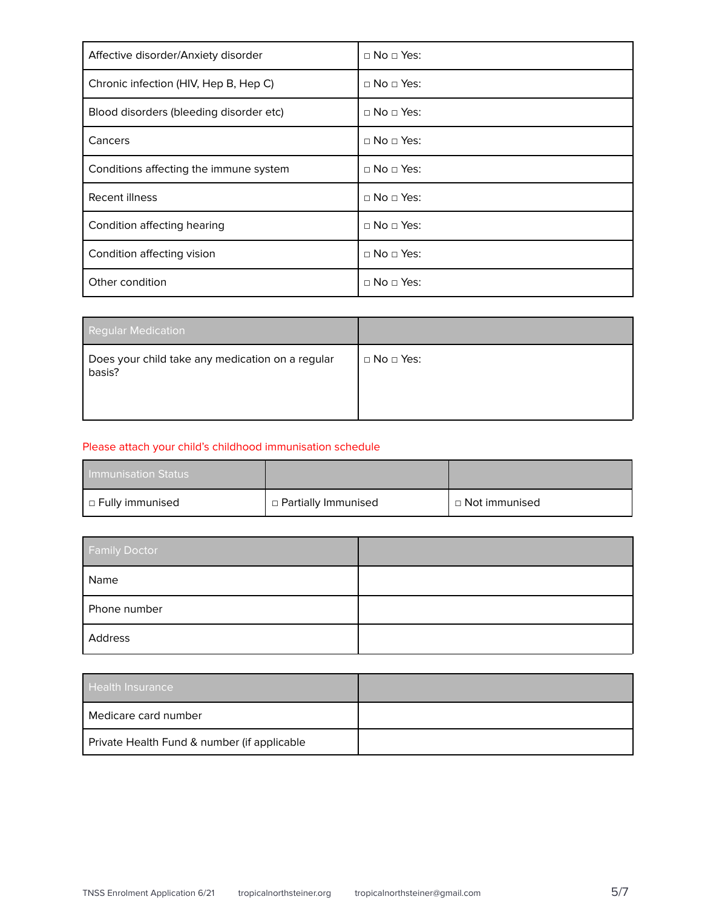| | |
|---|---|
| Affective disorder/Anxiety disorder | □ No □ Yes: |
| Chronic infection (HIV, Hep B, Hep C) | □ No □ Yes: |
| Blood disorders (bleeding disorder etc) | □ No □ Yes: |
| Cancers | □ No □ Yes: |
| Conditions affecting the immune system | □ No □ Yes: |
| Recent illness | □ No □ Yes: |
| Condition affecting hearing | □ No □ Yes: |
| Condition affecting vision | □ No □ Yes: |
| Other condition | □ No □ Yes: |

| Regular Medication | |
|---|---|
| Does your child take any medication on a regular basis? | □ No □ Yes: |

Please attach your child's childhood immunisation schedule

| Immunisation Status | | |
|---|---|---|
| □ Fully immunised | □ Partially Immunised | □ Not immunised |

| Family Doctor | |
|---|---|
| Name | |
| Phone number | |
| Address | |

| Health Insurance | |
|---|---|
| Medicare card number | |
| Private Health Fund & number (if applicable | |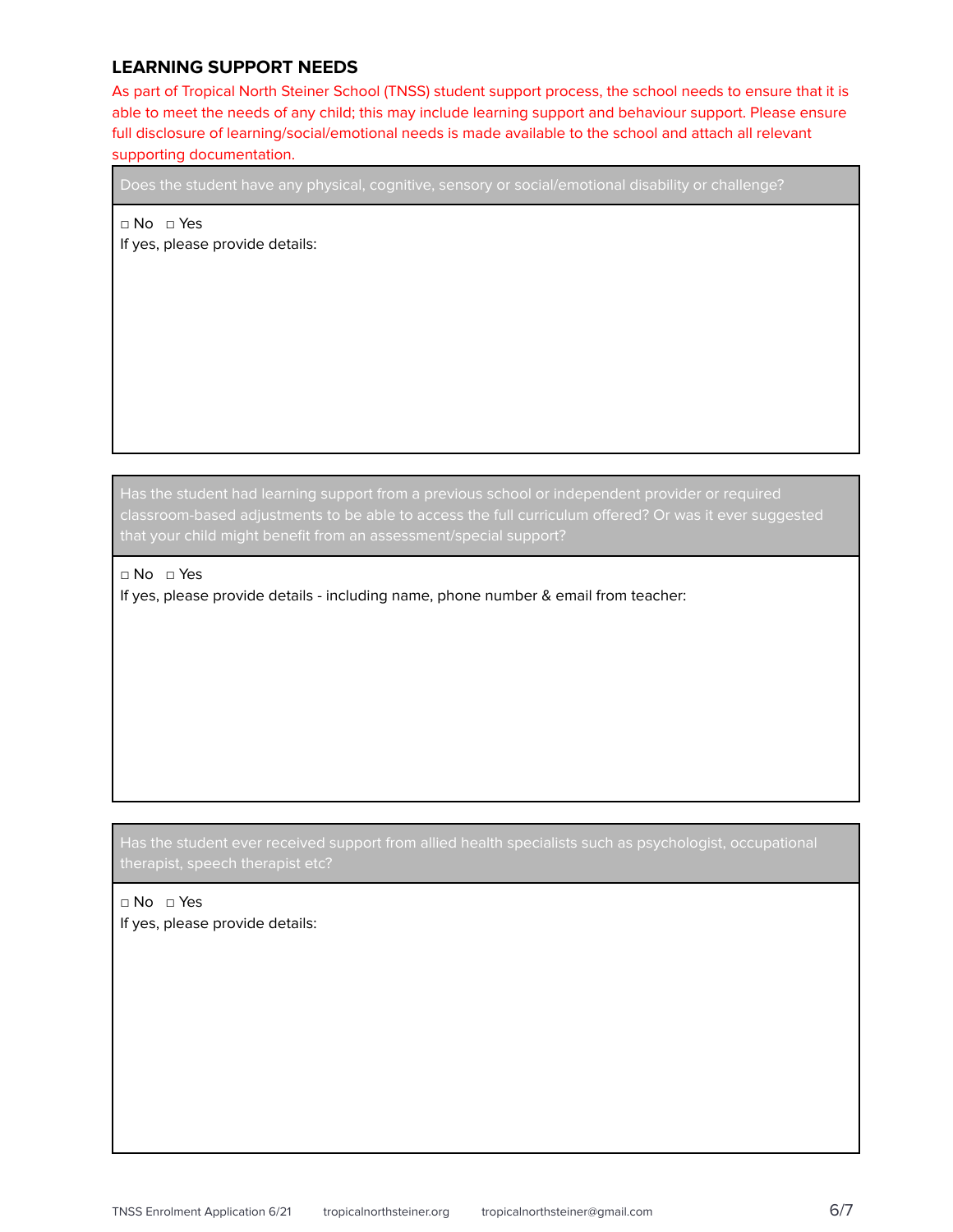## LEARNING SUPPORT NEEDS

As part of Tropical North Steiner School (TNSS) student support process, the school needs to ensure that it is able to meet the needs of any child; this may include learning support and behaviour support. Please ensure full disclosure of learning/social/emotional needs is made available to the school and attach all relevant supporting documentation.

| Does the student have any physical, cognitive, sensory or social/emotional disability or challenge? |
| --- |
| □ No □ Yes<br>If yes, please provide details: |

| Has the student had learning support from a previous school or independent provider or required classroom-based adjustments to be able to access the full curriculum offered? Or was it ever suggested that your child might benefit from an assessment/special support? |
| --- |
| □ No □ Yes<br>If yes, please provide details - including name, phone number & email from teacher: |

| Has the student ever received support from allied health specialists such as psychologist, occupational therapist, speech therapist etc? |
| --- |
| □ No □ Yes<br>If yes, please provide details: |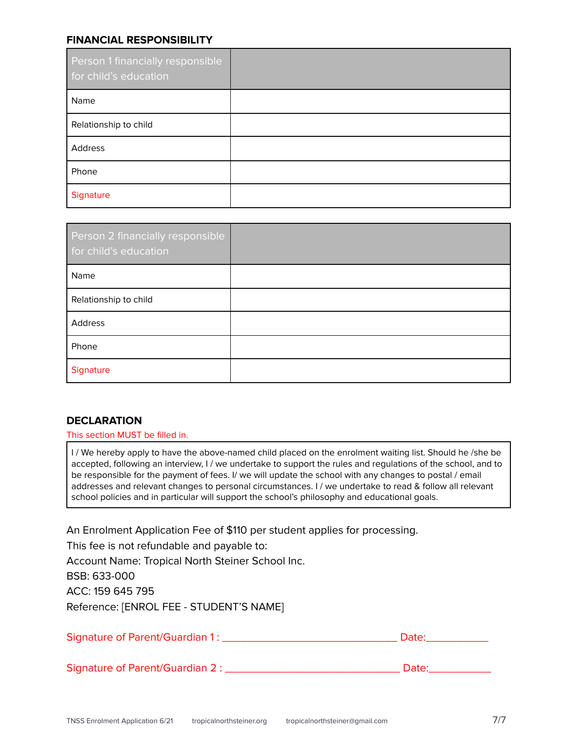### FINANCIAL RESPONSIBILITY

| Person 1 financially responsible for child's education | |
|---|---|
| Name | |
| Relationship to child | |
| Address | |
| Phone | |
| Signature | |

| Person 2 financially responsible for child's education | |
|---|---|
| Name | |
| Relationship to child | |
| Address | |
| Phone | |
| Signature | |

### DECLARATION

This section MUST be filled in.

I / We hereby apply to have the above-named child placed on the enrolment waiting list. Should he /she be accepted, following an interview, I / we undertake to support the rules and regulations of the school, and to be responsible for the payment of fees. I/ we will update the school with any changes to postal / email addresses and relevant changes to personal circumstances. I / we undertake to read & follow all relevant school policies and in particular will support the school's philosophy and educational goals.

An Enrolment Application Fee of $110 per student applies for processing.
This fee is not refundable and payable to:
Account Name: Tropical North Steiner School Inc.
BSB: 633-000
ACC: 159 645 795
Reference: [ENROL FEE - STUDENT'S NAME]

Signature of Parent/Guardian 1 : _______________________________ Date:___________

Signature of Parent/Guardian 2 : _______________________________ Date:___________

TNSS Enrolment Application 6/21 tropicalnorthsteiner.org tropicalnorthsteiner@gmail.com